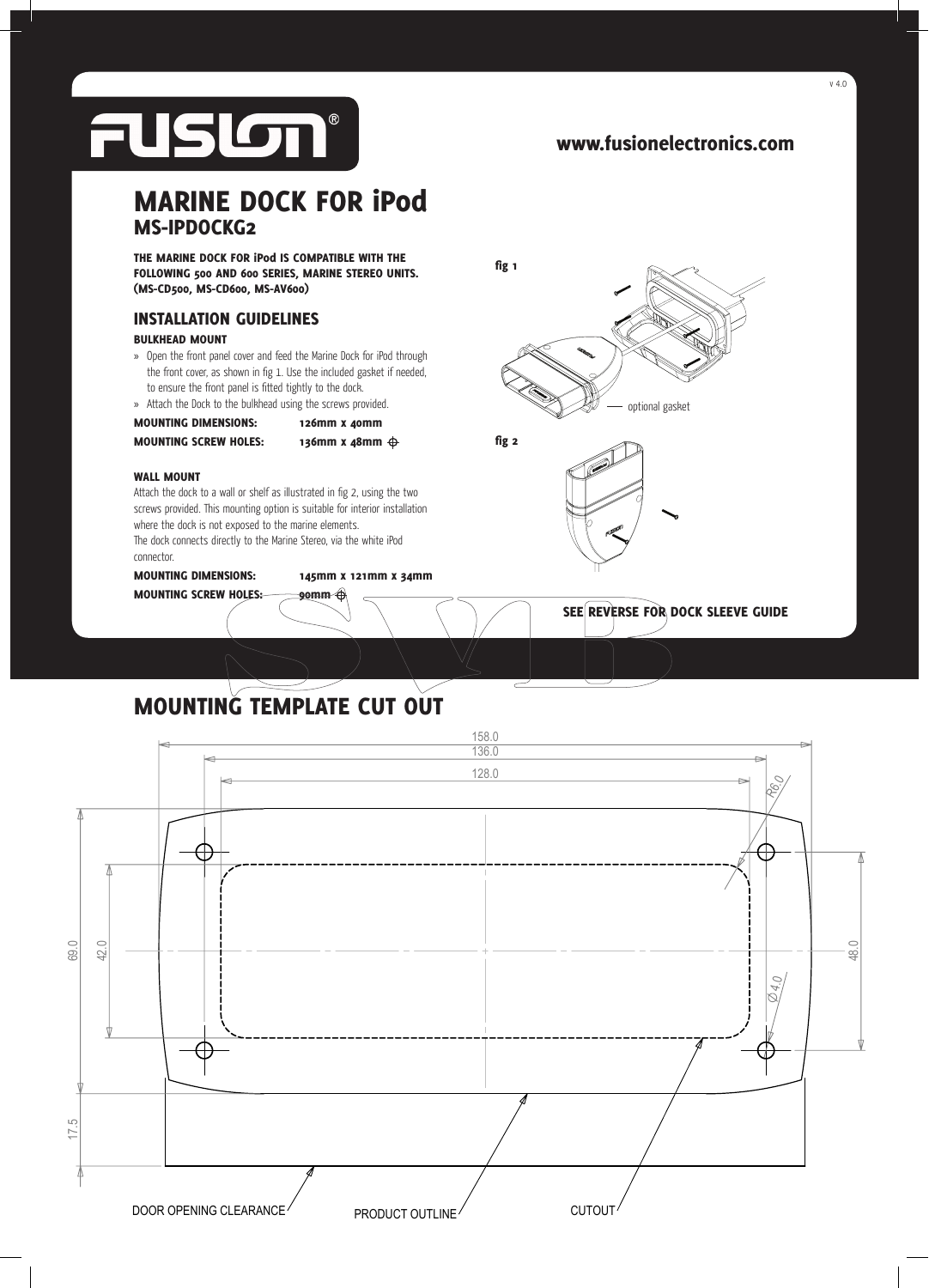v 4.0

FUSION®

www.fusionelectronics.com

# MARINE DOCK FOR iPod

## MS-IPDOCKG2

**THE MARINE DOCK FOR iPod IS COMPATIBLE WITH THE FOLLOWING 500 AND 600 SERIES, MARINE STEREO UNITS. (MS-CD500, MS-CD600, MS-AV600)**

## INSTALLATION GUIDELINES

### BULKHEAD MOUNT

- » Open the front panel cover and feed the Marine Dock for iPod through the front cover, as shown in fig 1. Use the included gasket if needed, to ensure the front panel is fitted tightly to the dock.
- » Attach the Dock to the bulkhead using the screws provided.

**MOUNTING DIMENSIONS:** 126mm x 40mm

**MOUNTING SCREW HOLES:** 136mm x 48mm ⊕

### WALL MOUNT

Attach the dock to a wall or shelf as illustrated in fig 2, using the two screws provided. This mounting option is suitable for interior installation where the dock is not exposed to the marine elements.

The dock connects directly to the Marine Stereo, via the white iPod connector.

**MOUNTING DIMENSIONS:** 145mm x 121mm x 34mm

**MOUNTING SCREW HOLES:** 90mm ⊕

fig 1

optional gasket

fig 2

**SEE REVERSE FOR DOCK SLEEVE GUIDE**

## MOUNTING TEMPLATE CUT OUT

158.0

136.0

128.0

R6.0

69.0

42.0

48.0

Ø4.0

17.5

DOOR OPENING CLEARANCE

PRODUCT OUTLINE

CUTOUT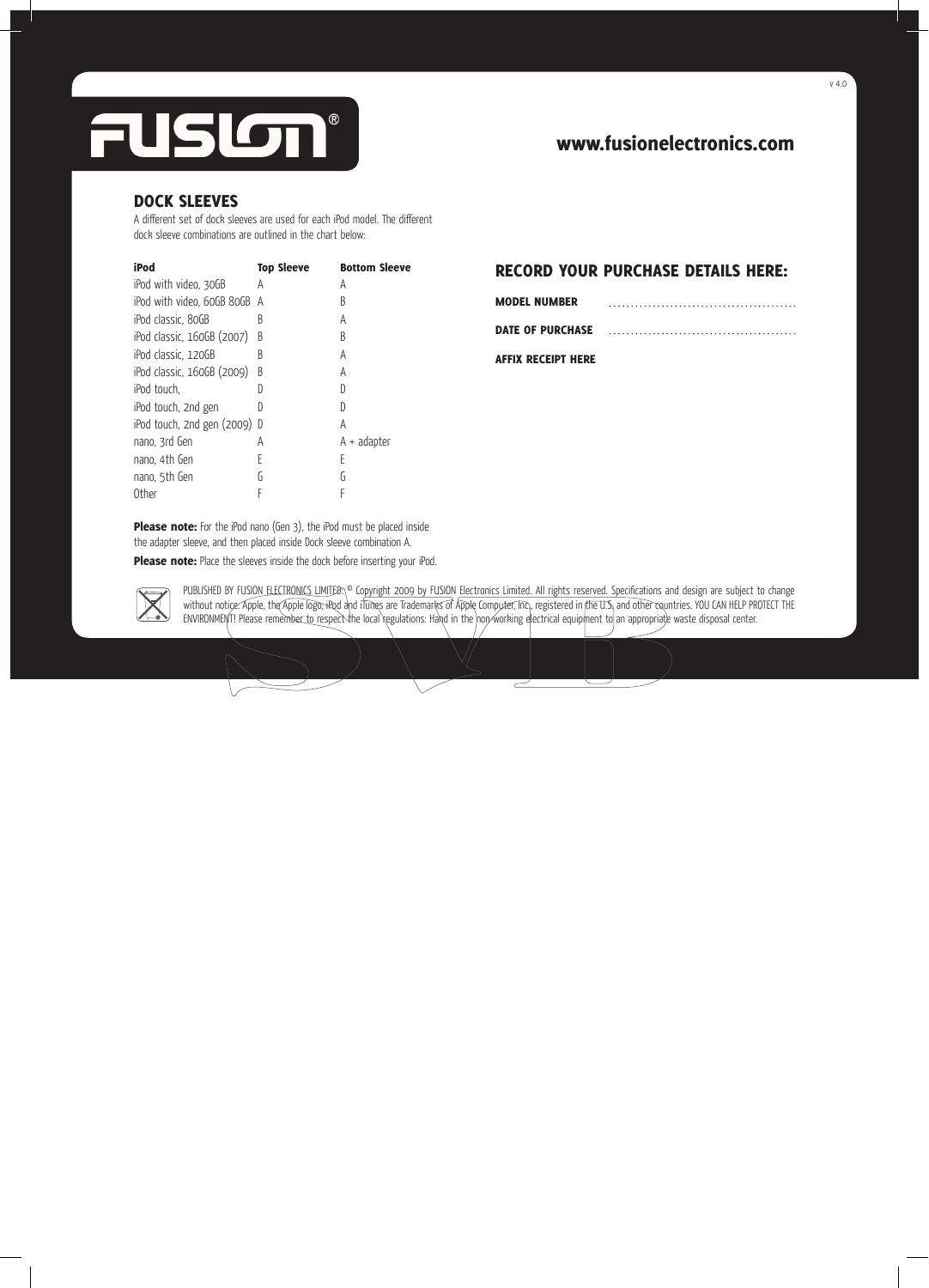FUSION®

**www.fusionelectronics.com**

## DOCK SLEEVES

A different set of dock sleeves are used for each iPod model. The different dock sleeve combinations are outlined in the chart below:

| iPod | Top Sleeve | Bottom Sleeve |
|---|---|---|
| iPod with video, 30GB | A | A |
| iPod with video, 60GB 80GB | A | B |
| iPod classic, 80GB | B | A |
| iPod classic, 160GB (2007) | B | B |
| iPod classic, 120GB | B | A |
| iPod classic, 160GB (2009) | B | A |
| iPod touch, | D | D |
| iPod touch, 2nd gen | D | D |
| iPod touch, 2nd gen (2009) | D | A |
| nano, 3rd Gen | A | A + adapter |
| nano, 4th Gen | E | E |
| nano, 5th Gen | G | G |
| Other | F | F |

**Please note:** For the iPod nano (Gen 3), the iPod must be placed inside the adapter sleeve, and then placed inside Dock sleeve combination A.

**Please note:** Place the sleeves inside the dock before inserting your iPod.

## RECORD YOUR PURCHASE DETAILS HERE:

**MODEL NUMBER** ..........................................

**DATE OF PURCHASE** ..........................................

**AFFIX RECEIPT HERE**

PUBLISHED BY FUSION ELECTRONICS LIMITED. © Copyright 2009 by FUSION Electronics Limited. All rights reserved. Specifications and design are subject to change without notice. Apple, the Apple logo, iPod and iTunes are Trademarks of Apple Computer, Inc., registered in the U.S. and other countries. YOU CAN HELP PROTECT THE ENVIRONMENT! Please remember to respect the local regulations: Hand in the non-working electrical equipment to an appropriate waste disposal center.